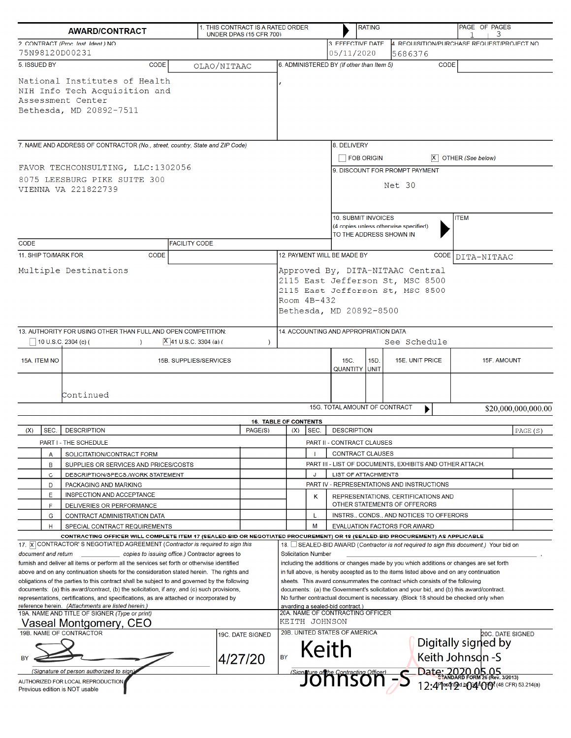# AWARD/CONTRACT

| | |
|---|---|
| 1. THIS CONTRACT IS A RATED ORDER UNDER DPAS (15 CFR 700) | RATING |
| PAGE OF PAGES | 1 / 3 |
| 2. CONTRACT (Proc. Inst. Ident.) NO. | 75N98120D00231 |
| 3. EFFECTIVE DATE | 05/11/2020 |
| 4. REQUISITION/PURCHASE REQUEST/PROJECT NO. | 5686376 |
| 5. ISSUED BY — CODE | OLAO/NITAAC |
| | National Institutes of Health<br>NIH Info Tech Acquisition and Assessment Center<br>Bethesda, MD 20892-7511 |
| 6. ADMINISTERED BY (If other than Item 5) — CODE | , |

**7. NAME AND ADDRESS OF CONTRACTOR** (No., street, country, State and ZIP Code)

FAVOR TECHCONSULTING, LLC:1302056
8075 LEESBURG PIKE SUITE 300
VIENNA VA 221822739

CODE | FACILITY CODE

**8. DELIVERY**
☐ FOB ORIGIN ☒ OTHER (See below)

**9. DISCOUNT FOR PROMPT PAYMENT**
Net 30

**10. SUBMIT INVOICES** (4 copies unless otherwise specified) TO THE ADDRESS SHOWN IN — ITEM

**11. SHIP TO/MARK FOR** — CODE
Multiple Destinations

**12. PAYMENT WILL BE MADE BY** — CODE DITA-NITAAC
Approved By, DITA-NITAAC Central
2115 East Jefferson St, MSC 8500
2115 East Jefferson St, MSC 8500
Room 4B-432
Bethesda, MD 20892-8500

**13. AUTHORITY FOR USING OTHER THAN FULL AND OPEN COMPETITION:**
☐ 10 U.S.C. 2304 (c) ( ) ☒ 41 U.S.C. 3304 (a) ( )

**14. ACCOUNTING AND APPROPRIATION DATA**
See Schedule

| 15A. ITEM NO | 15B. SUPPLIES/SERVICES | 15C. QUANTITY | 15D. UNIT | 15E. UNIT PRICE | 15F. AMOUNT |
|---|---|---|---|---|---|
| | Continued | | | | |
| | 15G. TOTAL AMOUNT OF CONTRACT | | | | $20,000,000,000.00 |

**16. TABLE OF CONTENTS**

| (X) | SEC. | DESCRIPTION | PAGE(S) | (X) | SEC. | DESCRIPTION | PAGE(S) |
|---|---|---|---|---|---|---|---|
| | | PART I - THE SCHEDULE | | | | PART II - CONTRACT CLAUSES | |
| | A | SOLICITATION/CONTRACT FORM | | | I | CONTRACT CLAUSES | |
| | B | SUPPLIES OR SERVICES AND PRICES/COSTS | | | | PART III - LIST OF DOCUMENTS, EXHIBITS AND OTHER ATTACH. | |
| | C | DESCRIPTION/SPECS./WORK STATEMENT | | | J | LIST OF ATTACHMENTS | |
| | D | PACKAGING AND MARKING | | | | PART IV - REPRESENTATIONS AND INSTRUCTIONS | |
| | E | INSPECTION AND ACCEPTANCE | | | K | REPRESENTATIONS, CERTIFICATIONS AND OTHER STATEMENTS OF OFFERORS | |
| | F | DELIVERIES OR PERFORMANCE | | | | | |
| | G | CONTRACT ADMINISTRATION DATA | | | L | INSTRS., CONDS., AND NOTICES TO OFFERORS | |
| | H | SPECIAL CONTRACT REQUIREMENTS | | | M | EVALUATION FACTORS FOR AWARD | |

**CONTRACTING OFFICER WILL COMPLETE ITEM 17 (SEALED-BID OR NEGOTIATED PROCUREMENT) OR 18 (SEALED-BID PROCUREMENT) AS APPLICABLE**

17. ☒ CONTRACTOR'S NEGOTIATED AGREEMENT (*Contractor is required to sign this document and return ______ copies to issuing office.*) Contractor agrees to furnish and deliver all items or perform all the services set forth or otherwise identified above and on any continuation sheets for the consideration stated herein. The rights and obligations of the parties to this contract shall be subject to and governed by the following documents: (a) this award/contract, (b) the solicitation, if any, and (c) such provisions, representations, certifications, and specifications, as are attached or incorporated by reference herein. (*Attachments are listed herein.*)

18. ☐ SEALED-BID AWARD (*Contractor is not required to sign this document.*) Your bid on Solicitation Number ______________, including the additions or changes made by you which additions or changes are set forth in full above, is hereby accepted as to the items listed above and on any continuation sheets. This award consummates the contract which consists of the following documents: (a) the Government's solicitation and your bid, and (b) this award/contract. No further contractual document is necessary. (Block 18 should be checked only when awarding a sealed-bid contract.)

| | |
|---|---|
| 19A. NAME AND TITLE OF SIGNER (Type or print) | Vaseal Montgomery, CEO |
| 19B. NAME OF CONTRACTOR | BY [signature] (Signature of person authorized to sign) |
| 19C. DATE SIGNED | 4/27/20 |
| 20A. NAME OF CONTRACTING OFFICER | KEITH JOHNSON |
| 20B. UNITED STATES OF AMERICA | BY Keith Johnson -S (Signature of the Contracting Officer) — Digitally signed by Keith Johnson -S Date: 2020.05.05 12:41:12 -04'00' |
| 20C. DATE SIGNED | |

AUTHORIZED FOR LOCAL REPRODUCTION
Previous edition is NOT usable

STANDARD FORM 26 (Rev. 3/2013)
Prescribed by GSA - FAR (48 CFR) 53.214(a)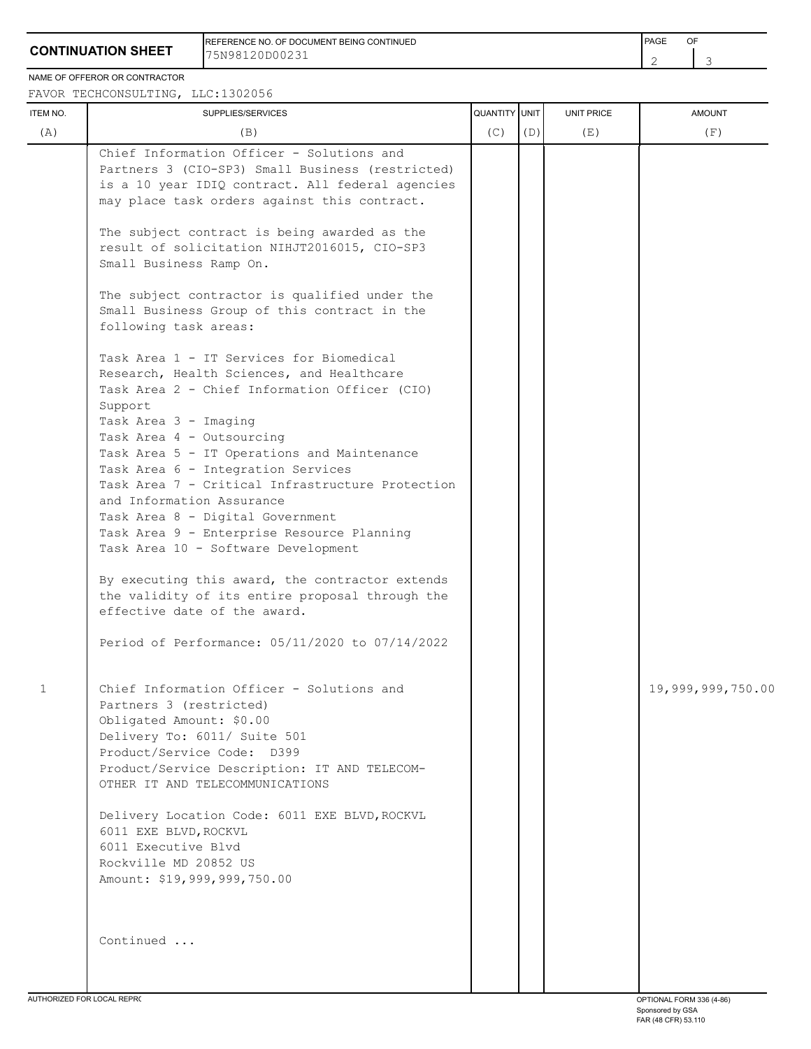**CONTINUATION SHEET**

REFERENCE NO. OF DOCUMENT BEING CONTINUED
75N98120D00231

NAME OF OFFEROR OR CONTRACTOR
FAVOR TECHCONSULTING, LLC:1302056

| ITEM NO. (A) | SUPPLIES/SERVICES (B) | QUANTITY (C) | UNIT (D) | UNIT PRICE (E) | AMOUNT (F) |
|---|---|---|---|---|---|
| | Chief Information Officer - Solutions and Partners 3 (CIO-SP3) Small Business (restricted) is a 10 year IDIQ contract. All federal agencies may place task orders against this contract.<br><br>The subject contract is being awarded as the result of solicitation NIHJT2016015, CIO-SP3 Small Business Ramp On.<br><br>The subject contractor is qualified under the Small Business Group of this contract in the following task areas:<br><br>Task Area 1 - IT Services for Biomedical Research, Health Sciences, and Healthcare<br>Task Area 2 - Chief Information Officer (CIO) Support<br>Task Area 3 - Imaging<br>Task Area 4 - Outsourcing<br>Task Area 5 - IT Operations and Maintenance<br>Task Area 6 - Integration Services<br>Task Area 7 - Critical Infrastructure Protection and Information Assurance<br>Task Area 8 - Digital Government<br>Task Area 9 - Enterprise Resource Planning<br>Task Area 10 - Software Development<br><br>By executing this award, the contractor extends the validity of its entire proposal through the effective date of the award.<br><br>Period of Performance: 05/11/2020 to 07/14/2022 | | | | |
| 1 | Chief Information Officer - Solutions and Partners 3 (restricted)<br>Obligated Amount: $0.00<br>Delivery To: 6011/ Suite 501<br>Product/Service Code: D399<br>Product/Service Description: IT AND TELECOM-OTHER IT AND TELECOMMUNICATIONS<br><br>Delivery Location Code: 6011 EXE BLVD,ROCKVL<br>6011 EXE BLVD,ROCKVL<br>6011 Executive Blvd<br>Rockville MD 20852 US<br>Amount: $19,999,999,750.00<br><br>Continued ... | | | | 19,999,999,750.00 |

AUTHORIZED FOR LOCAL REPRODUCTION

OPTIONAL FORM 336 (4-86)
Sponsored by GSA
FAR (48 CFR) 53.110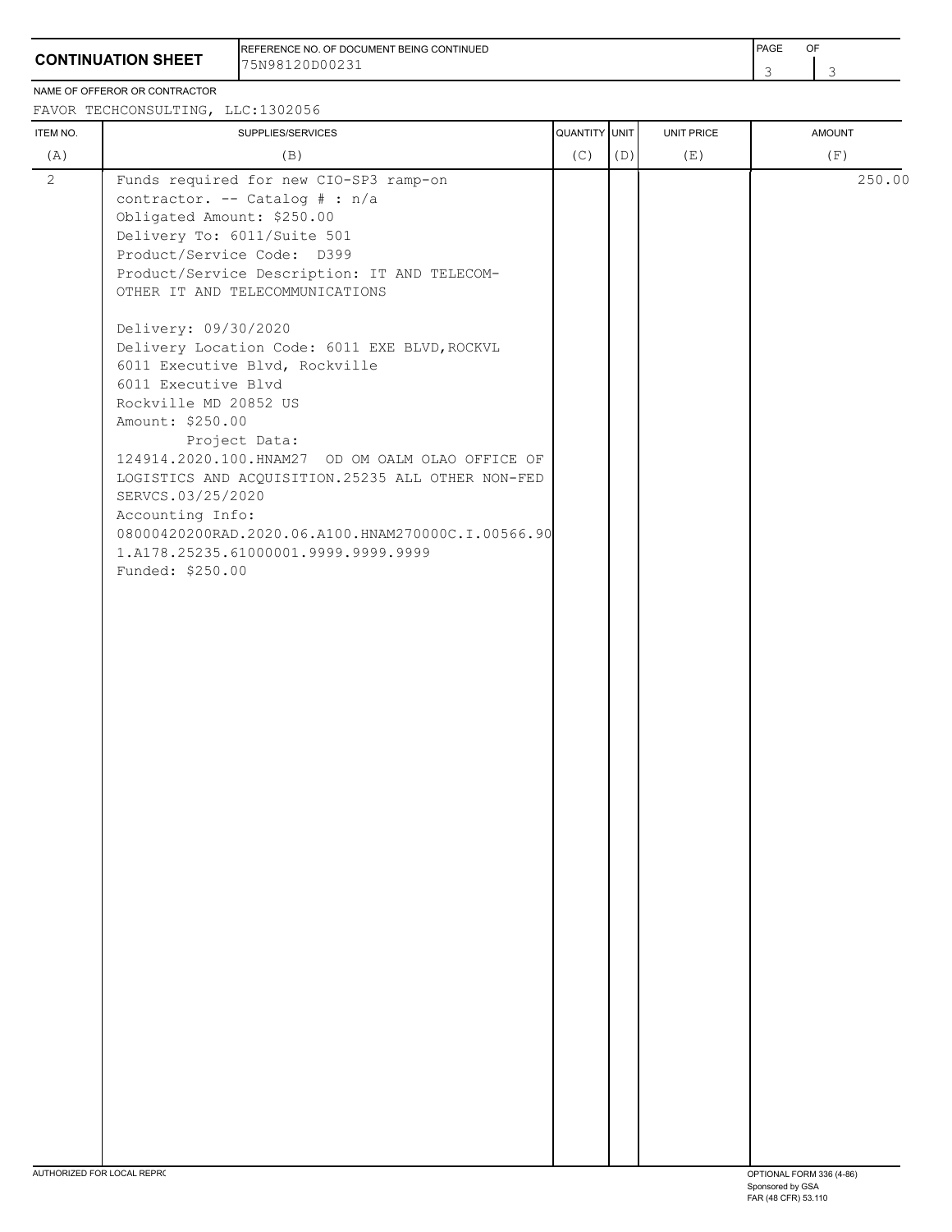**CONTINUATION SHEET**

REFERENCE NO. OF DOCUMENT BEING CONTINUED
75N98120D00231

NAME OF OFFEROR OR CONTRACTOR
FAVOR TECHCONSULTING, LLC:1302056

| ITEM NO. (A) | SUPPLIES/SERVICES (B) | QUANTITY (C) | UNIT (D) | UNIT PRICE (E) | AMOUNT (F) |
|---|---|---|---|---|---|
| 2 | Funds required for new CIO-SP3 ramp-on contractor. -- Catalog # : n/a<br>Obligated Amount: $250.00<br>Delivery To: 6011/Suite 501<br>Product/Service Code: D399<br>Product/Service Description: IT AND TELECOM- OTHER IT AND TELECOMMUNICATIONS<br><br>Delivery: 09/30/2020<br>Delivery Location Code: 6011 EXE BLVD,ROCKVL<br>6011 Executive Blvd, Rockville<br>6011 Executive Blvd<br>Rockville MD 20852 US<br>Amount: $250.00<br>Project Data:<br>124914.2020.100.HNAM27 OD OM OALM OLAO OFFICE OF LOGISTICS AND ACQUISITION.25235 ALL OTHER NON-FED SERVCS.03/25/2020<br>Accounting Info:<br>08000420200RAD.2020.06.A100.HNAM270000C.I.00566.901.A178.25235.61000001.9999.9999.9999<br>Funded: $250.00 | | | | 250.00 |

AUTHORIZED FOR LOCAL REPRODUCTION

OPTIONAL FORM 336 (4-86)
Sponsored by GSA
FAR (48 CFR) 53.110